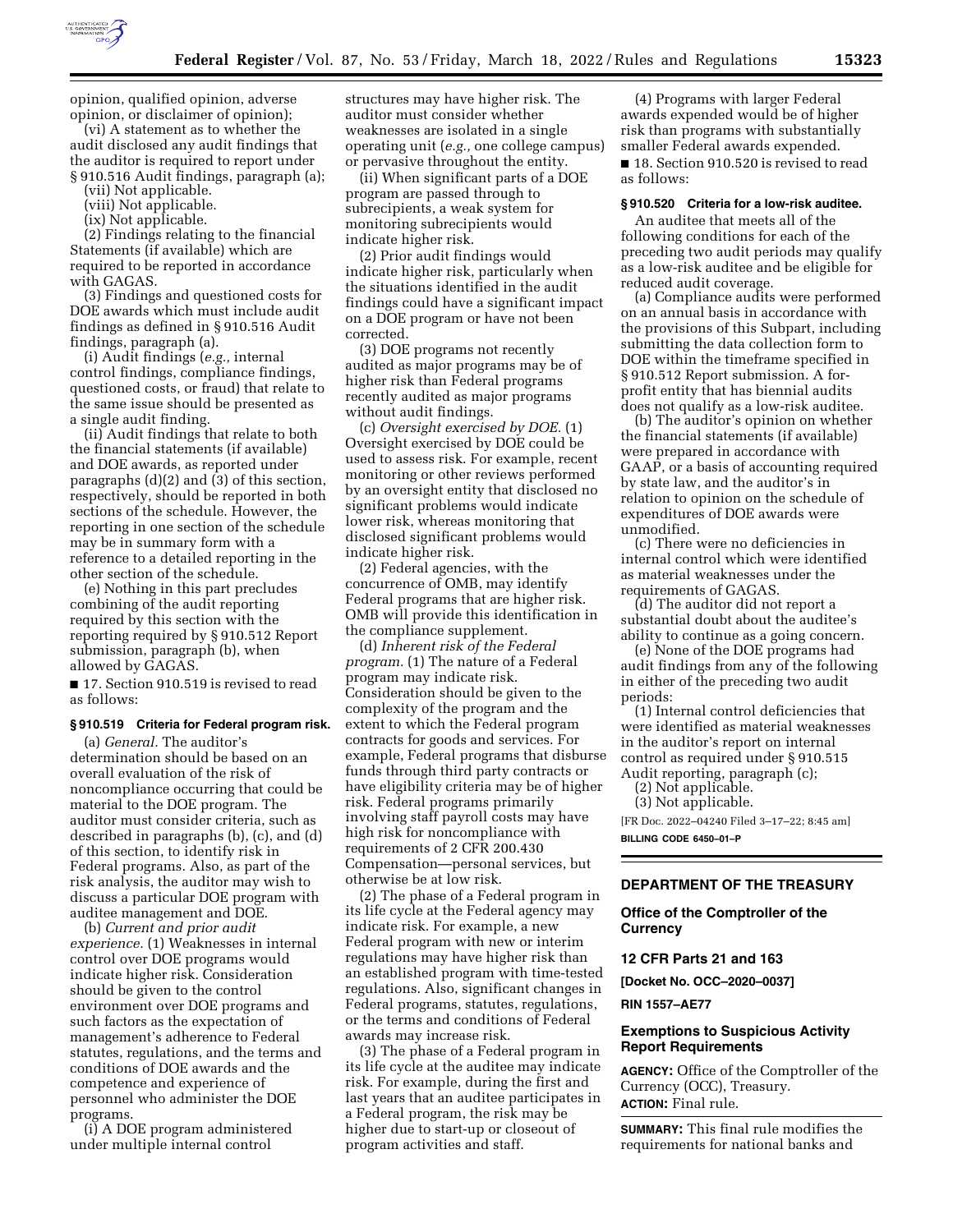opinion, qualified opinion, adverse opinion, or disclaimer of opinion);

(vi) A statement as to whether the audit disclosed any audit findings that the auditor is required to report under § 910.516 Audit findings, paragraph (a);

(vii) Not applicable.

(viii) Not applicable.

(ix) Not applicable.

(2) Findings relating to the financial Statements (if available) which are required to be reported in accordance with GAGAS.

(3) Findings and questioned costs for DOE awards which must include audit findings as defined in § 910.516 Audit findings, paragraph (a).

(i) Audit findings (*e.g.,* internal control findings, compliance findings, questioned costs, or fraud) that relate to the same issue should be presented as a single audit finding.

(ii) Audit findings that relate to both the financial statements (if available) and DOE awards, as reported under paragraphs (d)(2) and (3) of this section, respectively, should be reported in both sections of the schedule. However, the reporting in one section of the schedule may be in summary form with a reference to a detailed reporting in the other section of the schedule.

(e) Nothing in this part precludes combining of the audit reporting required by this section with the reporting required by § 910.512 Report submission, paragraph (b), when allowed by GAGAS.

■ 17. Section 910.519 is revised to read as follows:

### § 910.519 Criteria for Federal program risk.

(a) *General.* The auditor's determination should be based on an overall evaluation of the risk of noncompliance occurring that could be material to the DOE program. The auditor must consider criteria, such as described in paragraphs (b), (c), and (d) of this section, to identify risk in Federal programs. Also, as part of the risk analysis, the auditor may wish to discuss a particular DOE program with auditee management and DOE.

(b) *Current and prior audit experience.* (1) Weaknesses in internal control over DOE programs would indicate higher risk. Consideration should be given to the control environment over DOE programs and such factors as the expectation of management's adherence to Federal statutes, regulations, and the terms and conditions of DOE awards and the competence and experience of personnel who administer the DOE programs.

(i) A DOE program administered under multiple internal control structures may have higher risk. The auditor must consider whether weaknesses are isolated in a single operating unit (*e.g.,* one college campus) or pervasive throughout the entity.

(ii) When significant parts of a DOE program are passed through to subrecipients, a weak system for monitoring subrecipients would indicate higher risk.

(2) Prior audit findings would indicate higher risk, particularly when the situations identified in the audit findings could have a significant impact on a DOE program or have not been corrected.

(3) DOE programs not recently audited as major programs may be of higher risk than Federal programs recently audited as major programs without audit findings.

(c) *Oversight exercised by DOE.* (1) Oversight exercised by DOE could be used to assess risk. For example, recent monitoring or other reviews performed by an oversight entity that disclosed no significant problems would indicate lower risk, whereas monitoring that disclosed significant problems would indicate higher risk.

(2) Federal agencies, with the concurrence of OMB, may identify Federal programs that are higher risk. OMB will provide this identification in the compliance supplement.

(d) *Inherent risk of the Federal program.* (1) The nature of a Federal program may indicate risk. Consideration should be given to the complexity of the program and the extent to which the Federal program contracts for goods and services. For example, Federal programs that disburse funds through third party contracts or have eligibility criteria may be of higher risk. Federal programs primarily involving staff payroll costs may have high risk for noncompliance with requirements of 2 CFR 200.430 Compensation—personal services, but otherwise be at low risk.

(2) The phase of a Federal program in its life cycle at the Federal agency may indicate risk. For example, a new Federal program with new or interim regulations may have higher risk than an established program with time-tested regulations. Also, significant changes in Federal programs, statutes, regulations, or the terms and conditions of Federal awards may increase risk.

(3) The phase of a Federal program in its life cycle at the auditee may indicate risk. For example, during the first and last years that an auditee participates in a Federal program, the risk may be higher due to start-up or closeout of program activities and staff.

(4) Programs with larger Federal awards expended would be of higher risk than programs with substantially smaller Federal awards expended.

■ 18. Section 910.520 is revised to read as follows:

### § 910.520 Criteria for a low-risk auditee.

An auditee that meets all of the following conditions for each of the preceding two audit periods may qualify as a low-risk auditee and be eligible for reduced audit coverage.

(a) Compliance audits were performed on an annual basis in accordance with the provisions of this Subpart, including submitting the data collection form to DOE within the timeframe specified in § 910.512 Report submission. A for-profit entity that has biennial audits does not qualify as a low-risk auditee.

(b) The auditor's opinion on whether the financial statements (if available) were prepared in accordance with GAAP, or a basis of accounting required by state law, and the auditor's in relation to opinion on the schedule of expenditures of DOE awards were unmodified.

(c) There were no deficiencies in internal control which were identified as material weaknesses under the requirements of GAGAS.

(d) The auditor did not report a substantial doubt about the auditee's ability to continue as a going concern.

(e) None of the DOE programs had audit findings from any of the following in either of the preceding two audit periods:

(1) Internal control deficiencies that were identified as material weaknesses in the auditor's report on internal control as required under § 910.515 Audit reporting, paragraph (c);

(2) Not applicable.

(3) Not applicable.

[FR Doc. 2022–04240 Filed 3–17–22; 8:45 am]

**BILLING CODE 6450–01–P**

## DEPARTMENT OF THE TREASURY

## Office of the Comptroller of the Currency

## 12 CFR Parts 21 and 163

**[Docket No. OCC–2020–0037]**

**RIN 1557–AE77**

## Exemptions to Suspicious Activity Report Requirements

**AGENCY:** Office of the Comptroller of the Currency (OCC), Treasury.

**ACTION:** Final rule.

**SUMMARY:** This final rule modifies the requirements for national banks and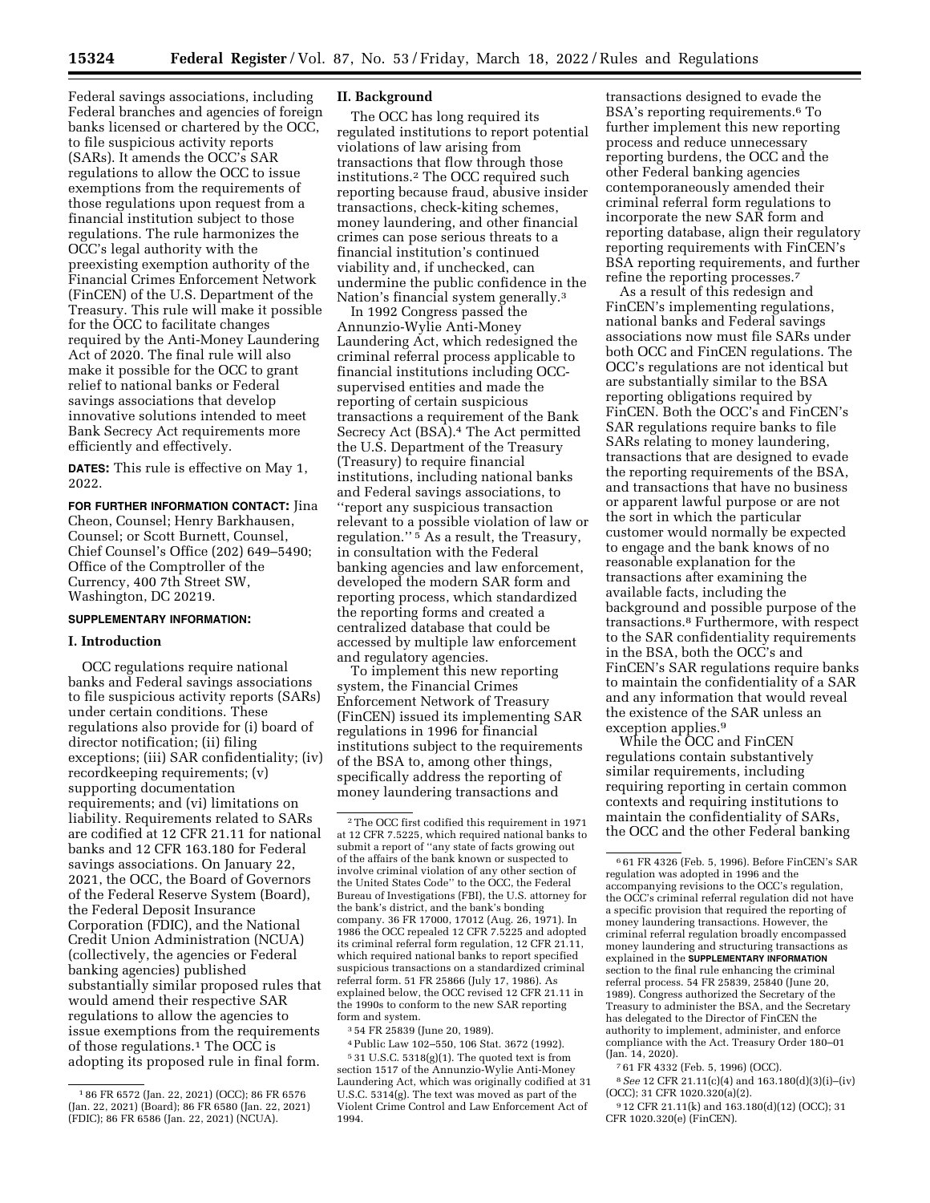Federal savings associations, including Federal branches and agencies of foreign banks licensed or chartered by the OCC, to file suspicious activity reports (SARs). It amends the OCC's SAR regulations to allow the OCC to issue exemptions from the requirements of those regulations upon request from a financial institution subject to those regulations. The rule harmonizes the OCC's legal authority with the preexisting exemption authority of the Financial Crimes Enforcement Network (FinCEN) of the U.S. Department of the Treasury. This rule will make it possible for the OCC to facilitate changes required by the Anti-Money Laundering Act of 2020. The final rule will also make it possible for the OCC to grant relief to national banks or Federal savings associations that develop innovative solutions intended to meet Bank Secrecy Act requirements more efficiently and effectively.

**DATES:** This rule is effective on May 1, 2022.

**FOR FURTHER INFORMATION CONTACT:** Jina Cheon, Counsel; Henry Barkhausen, Counsel; or Scott Burnett, Counsel, Chief Counsel's Office (202) 649–5490; Office of the Comptroller of the Currency, 400 7th Street SW, Washington, DC 20219.

**SUPPLEMENTARY INFORMATION:**

## I. Introduction

OCC regulations require national banks and Federal savings associations to file suspicious activity reports (SARs) under certain conditions. These regulations also provide for (i) board of director notification; (ii) filing exceptions; (iii) SAR confidentiality; (iv) recordkeeping requirements; (v) supporting documentation requirements; and (vi) limitations on liability. Requirements related to SARs are codified at 12 CFR 21.11 for national banks and 12 CFR 163.180 for Federal savings associations. On January 22, 2021, the OCC, the Board of Governors of the Federal Reserve System (Board), the Federal Deposit Insurance Corporation (FDIC), and the National Credit Union Administration (NCUA) (collectively, the agencies or Federal banking agencies) published substantially similar proposed rules that would amend their respective SAR regulations to allow the agencies to issue exemptions from the requirements of those regulations.[1] The OCC is adopting its proposed rule in final form.

## II. Background

The OCC has long required its regulated institutions to report potential violations of law arising from transactions that flow through those institutions.[2] The OCC required such reporting because fraud, abusive insider transactions, check-kiting schemes, money laundering, and other financial crimes can pose serious threats to a financial institution's continued viability and, if unchecked, can undermine the public confidence in the Nation's financial system generally.[3]

In 1992 Congress passed the Annunzio-Wylie Anti-Money Laundering Act, which redesigned the criminal referral process applicable to financial institutions including OCC-supervised entities and made the reporting of certain suspicious transactions a requirement of the Bank Secrecy Act (BSA).[4] The Act permitted the U.S. Department of the Treasury (Treasury) to require financial institutions, including national banks and Federal savings associations, to "report any suspicious transaction relevant to a possible violation of law or regulation."[5] As a result, the Treasury, in consultation with the Federal banking agencies and law enforcement, developed the modern SAR form and reporting process, which standardized the reporting forms and created a centralized database that could be accessed by multiple law enforcement and regulatory agencies.

To implement this new reporting system, the Financial Crimes Enforcement Network of Treasury (FinCEN) issued its implementing SAR regulations in 1996 for financial institutions subject to the requirements of the BSA to, among other things, specifically address the reporting of money laundering transactions and transactions designed to evade the BSA's reporting requirements.[6] To further implement this new reporting process and reduce unnecessary reporting burdens, the OCC and the other Federal banking agencies contemporaneously amended their criminal referral form regulations to incorporate the new SAR form and reporting database, align their regulatory reporting requirements with FinCEN's BSA reporting requirements, and further refine the reporting processes.[7]

As a result of this redesign and FinCEN's implementing regulations, national banks and Federal savings associations now must file SARs under both OCC and FinCEN regulations. The OCC's regulations are not identical but are substantially similar to the BSA reporting obligations required by FinCEN. Both the OCC's and FinCEN's SAR regulations require banks to file SARs relating to money laundering, transactions that are designed to evade the reporting requirements of the BSA, and transactions that have no business or apparent lawful purpose or are not the sort in which the particular customer would normally be expected to engage and the bank knows of no reasonable explanation for the transactions after examining the available facts, including the background and possible purpose of the transactions.[8] Furthermore, with respect to the SAR confidentiality requirements in the BSA, both the OCC's and FinCEN's SAR regulations require banks to maintain the confidentiality of a SAR and any information that would reveal the existence of the SAR unless an exception applies.[9]

While the OCC and FinCEN regulations contain substantively similar requirements, including requiring reporting in certain common contexts and requiring institutions to maintain the confidentiality of SARs, the OCC and the other Federal banking

---

[1] 86 FR 6572 (Jan. 22, 2021) (OCC); 86 FR 6576 (Jan. 22, 2021) (Board); 86 FR 6580 (Jan. 22, 2021) (FDIC); 86 FR 6586 (Jan. 22, 2021) (NCUA).

[2] The OCC first codified this requirement in 1971 at 12 CFR 7.5225, which required national banks to submit a report of "any state of facts growing out of the affairs of the bank known or suspected to involve criminal violation of any other section of the United States Code" to the OCC, the Federal Bureau of Investigations (FBI), the U.S. attorney for the bank's district, and the bank's bonding company. 36 FR 17000, 17012 (Aug. 26, 1971). In 1986 the OCC repealed 12 CFR 7.5225 and adopted its criminal referral form regulation, 12 CFR 21.11, which required national banks to report specified suspicious transactions on a standardized criminal referral form. 51 FR 25866 (July 17, 1986). As explained below, the OCC revised 12 CFR 21.11 in the 1990s to conform to the new SAR reporting form and system.

[3] 54 FR 25839 (June 20, 1989).

[4] Public Law 102–550, 106 Stat. 3672 (1992).

[5] 31 U.S.C. 5318(g)(1). The quoted text is from section 1517 of the Annunzio-Wylie Anti-Money Laundering Act, which was originally codified at 31 U.S.C. 5314(g). The text was moved as part of the Violent Crime Control and Law Enforcement Act of 1994.

[6] 61 FR 4326 (Feb. 5, 1996). Before FinCEN's SAR regulation was adopted in 1996 and the accompanying revisions to the OCC's regulation, the OCC's criminal referral regulation did not have a specific provision that required the reporting of money laundering transactions. However, the criminal referral regulation broadly encompassed money laundering and structuring transactions as explained in the **SUPPLEMENTARY INFORMATION** section to the final rule enhancing the criminal referral process. 54 FR 25839, 25840 (June 20, 1989). Congress authorized the Secretary of the Treasury to administer the BSA, and the Secretary has delegated to the Director of FinCEN the authority to implement, administer, and enforce compliance with the Act. Treasury Order 180–01 (Jan. 14, 2020).

[7] 61 FR 4332 (Feb. 5, 1996) (OCC).

[8] *See* 12 CFR 21.11(c)(4) and 163.180(d)(3)(i)–(iv) (OCC); 31 CFR 1020.320(a)(2).

[9] 12 CFR 21.11(k) and 163.180(d)(12) (OCC); 31 CFR 1020.320(e) (FinCEN).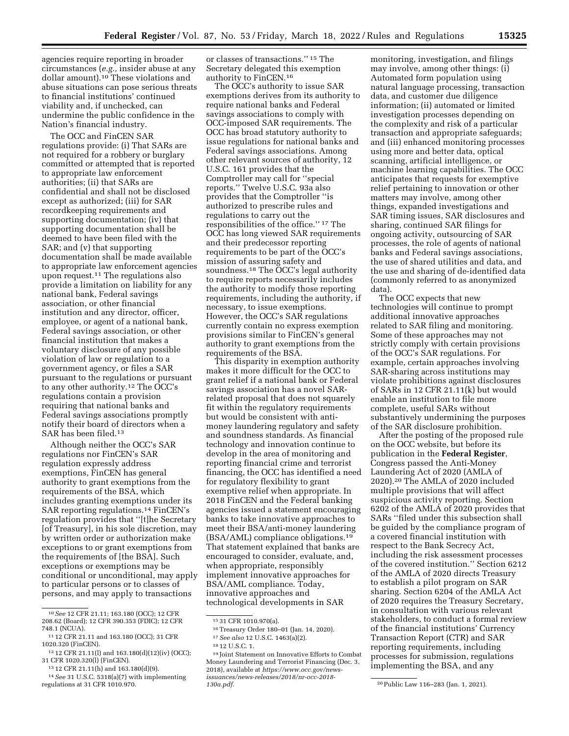agencies require reporting in broader circumstances (*e.g.,* insider abuse at any dollar amount).[10] These violations and abuse situations can pose serious threats to financial institutions' continued viability and, if unchecked, can undermine the public confidence in the Nation's financial industry.

The OCC and FinCEN SAR regulations provide: (i) That SARs are not required for a robbery or burglary committed or attempted that is reported to appropriate law enforcement authorities; (ii) that SARs are confidential and shall not be disclosed except as authorized; (iii) for SAR recordkeeping requirements and supporting documentation; (iv) that supporting documentation shall be deemed to have been filed with the SAR; and (v) that supporting documentation shall be made available to appropriate law enforcement agencies upon request.[11] The regulations also provide a limitation on liability for any national bank, Federal savings association, or other financial institution and any director, officer, employee, or agent of a national bank, Federal savings association, or other financial institution that makes a voluntary disclosure of any possible violation of law or regulation to a government agency, or files a SAR pursuant to the regulations or pursuant to any other authority.[12] The OCC's regulations contain a provision requiring that national banks and Federal savings associations promptly notify their board of directors when a SAR has been filed.[13]

Although neither the OCC's SAR regulations nor FinCEN's SAR regulation expressly address exemptions, FinCEN has general authority to grant exemptions from the requirements of the BSA, which includes granting exemptions under its SAR reporting regulations.[14] FinCEN's regulation provides that ''[t]he Secretary [of Treasury], in his sole discretion, may by written order or authorization make exceptions to or grant exemptions from the requirements of [the BSA]. Such exceptions or exemptions may be conditional or unconditional, may apply to particular persons or to classes of persons, and may apply to transactions or classes of transactions.''[15] The Secretary delegated this exemption authority to FinCEN.[16]

The OCC's authority to issue SAR exemptions derives from its authority to require national banks and Federal savings associations to comply with OCC-imposed SAR requirements. The OCC has broad statutory authority to issue regulations for national banks and Federal savings associations. Among other relevant sources of authority, 12 U.S.C. 161 provides that the Comptroller may call for ''special reports.'' Twelve U.S.C. 93a also provides that the Comptroller ''is authorized to prescribe rules and regulations to carry out the responsibilities of the office.''[17] The OCC has long viewed SAR requirements and their predecessor reporting requirements to be part of the OCC's mission of assuring safety and soundness.[18] The OCC's legal authority to require reports necessarily includes the authority to modify those reporting requirements, including the authority, if necessary, to issue exemptions. However, the OCC's SAR regulations currently contain no express exemption provisions similar to FinCEN's general authority to grant exemptions from the requirements of the BSA.

This disparity in exemption authority makes it more difficult for the OCC to grant relief if a national bank or Federal savings association has a novel SAR-related proposal that does not squarely fit within the regulatory requirements but would be consistent with anti-money laundering regulatory and safety and soundness standards. As financial technology and innovation continue to develop in the area of monitoring and reporting financial crime and terrorist financing, the OCC has identified a need for regulatory flexibility to grant exemptive relief when appropriate. In 2018 FinCEN and the Federal banking agencies issued a statement encouraging banks to take innovative approaches to meet their BSA/anti-money laundering (BSA/AML) compliance obligations.[19] That statement explained that banks are encouraged to consider, evaluate, and, when appropriate, responsibly implement innovative approaches for BSA/AML compliance. Today, innovative approaches and technological developments in SAR monitoring, investigation, and filings may involve, among other things: (i) Automated form population using natural language processing, transaction data, and customer due diligence information; (ii) automated or limited investigation processes depending on the complexity and risk of a particular transaction and appropriate safeguards; and (iii) enhanced monitoring processes using more and better data, optical scanning, artificial intelligence, or machine learning capabilities. The OCC anticipates that requests for exemptive relief pertaining to innovation or other matters may involve, among other things, expanded investigations and SAR timing issues, SAR disclosures and sharing, continued SAR filings for ongoing activity, outsourcing of SAR processes, the role of agents of national banks and Federal savings associations, the use of shared utilities and data, and the use and sharing of de-identified data (commonly referred to as anonymized data).

The OCC expects that new technologies will continue to prompt additional innovative approaches related to SAR filing and monitoring. Some of these approaches may not strictly comply with certain provisions of the OCC's SAR regulations. For example, certain approaches involving SAR-sharing across institutions may violate prohibitions against disclosures of SARs in 12 CFR 21.11(k) but would enable an institution to file more complete, useful SARs without substantively undermining the purposes of the SAR disclosure prohibition.

After the posting of the proposed rule on the OCC website, but before its publication in the **Federal Register**, Congress passed the Anti-Money Laundering Act of 2020 (AMLA of 2020).[20] The AMLA of 2020 included multiple provisions that will affect suspicious activity reporting. Section 6202 of the AMLA of 2020 provides that SARs ''filed under this subsection shall be guided by the compliance program of a covered financial institution with respect to the Bank Secrecy Act, including the risk assessment processes of the covered institution.'' Section 6212 of the AMLA of 2020 directs Treasury to establish a pilot program on SAR sharing. Section 6204 of the AMLA Act of 2020 requires the Treasury Secretary, in consultation with various relevant stakeholders, to conduct a formal review of the financial institutions' Currency Transaction Report (CTR) and SAR reporting requirements, including processes for submission, regulations implementing the BSA, and any

---

[10] *See* 12 CFR 21.11; 163.180 (OCC); 12 CFR 208.62 (Board); 12 CFR 390.353 (FDIC); 12 CFR 748.1 (NCUA).

[11] 12 CFR 21.11 and 163.180 (OCC); 31 CFR 1020.320 (FinCEN).

[12] 12 CFR 21.11(l) and 163.180(d)(12)(iv) (OCC); 31 CFR 1020.320(l) (FinCEN).

[13] 12 CFR 21.11(h) and 163.180(d)(9).

[14] *See* 31 U.S.C. 5318(a)(7) with implementing regulations at 31 CFR 1010.970.

[15] 31 CFR 1010.970(a).

[16] Treasury Order 180–01 (Jan. 14, 2020).

[17] *See also* 12 U.S.C. 1463(a)(2).

[18] 12 U.S.C. 1.

[19] Joint Statement on Innovative Efforts to Combat Money Laundering and Terrorist Financing (Dec. 3, 2018), available at *https://www.occ.gov/news-issuances/news-releases/2018/nr-occ-2018-130a.pdf.*

[20] Public Law 116–283 (Jan. 1, 2021).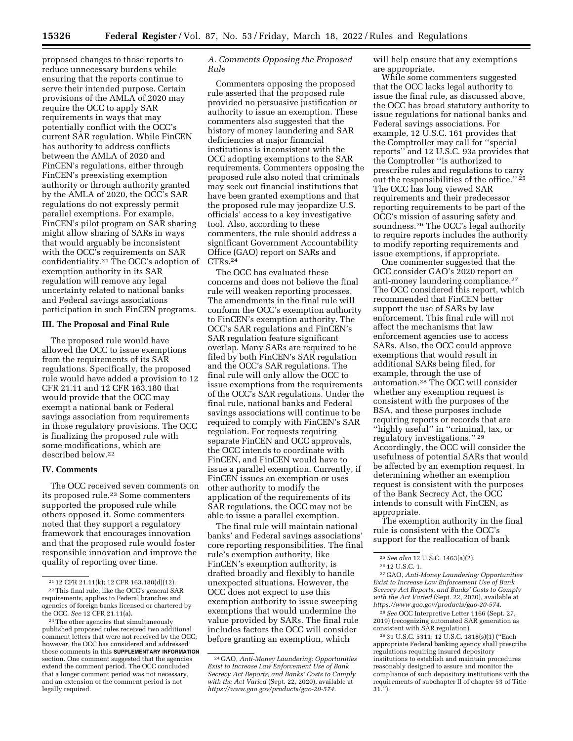proposed changes to those reports to reduce unnecessary burdens while ensuring that the reports continue to serve their intended purpose. Certain provisions of the AMLA of 2020 may require the OCC to apply SAR requirements in ways that may potentially conflict with the OCC's current SAR regulation. While FinCEN has authority to address conflicts between the AMLA of 2020 and FinCEN's regulations, either through FinCEN's preexisting exemption authority or through authority granted by the AMLA of 2020, the OCC's SAR regulations do not expressly permit parallel exemptions. For example, FinCEN's pilot program on SAR sharing might allow sharing of SARs in ways that would arguably be inconsistent with the OCC's requirements on SAR confidentiality.[21] The OCC's adoption of exemption authority in its SAR regulation will remove any legal uncertainty related to national banks and Federal savings associations participation in such FinCEN programs.

## III. The Proposal and Final Rule

The proposed rule would have allowed the OCC to issue exemptions from the requirements of its SAR regulations. Specifically, the proposed rule would have added a provision to 12 CFR 21.11 and 12 CFR 163.180 that would provide that the OCC may exempt a national bank or Federal savings association from requirements in those regulatory provisions. The OCC is finalizing the proposed rule with some modifications, which are described below.[22]

## IV. Comments

The OCC received seven comments on its proposed rule.[23] Some commenters supported the proposed rule while others opposed it. Some commenters noted that they support a regulatory framework that encourages innovation and that the proposed rule would foster responsible innovation and improve the quality of reporting over time.

### *A. Comments Opposing the Proposed Rule*

Commenters opposing the proposed rule asserted that the proposed rule provided no persuasive justification or authority to issue an exemption. These commenters also suggested that the history of money laundering and SAR deficiencies at major financial institutions is inconsistent with the OCC adopting exemptions to the SAR requirements. Commenters opposing the proposed rule also noted that criminals may seek out financial institutions that have been granted exemptions and that the proposed rule may jeopardize U.S. officials' access to a key investigative tool. Also, according to these commenters, the rule should address a significant Government Accountability Office (GAO) report on SARs and CTRs.[24]

The OCC has evaluated these concerns and does not believe the final rule will weaken reporting processes. The amendments in the final rule will conform the OCC's exemption authority to FinCEN's exemption authority. The OCC's SAR regulations and FinCEN's SAR regulation feature significant overlap. Many SARs are required to be filed by both FinCEN's SAR regulation and the OCC's SAR regulations. The final rule will only allow the OCC to issue exemptions from the requirements of the OCC's SAR regulations. Under the final rule, national banks and Federal savings associations will continue to be required to comply with FinCEN's SAR regulation. For requests requiring separate FinCEN and OCC approvals, the OCC intends to coordinate with FinCEN, and FinCEN would have to issue a parallel exemption. Currently, if FinCEN issues an exemption or uses other authority to modify the application of the requirements of its SAR regulations, the OCC may not be able to issue a parallel exemption.

The final rule will maintain national banks' and Federal savings associations' core reporting responsibilities. The final rule's exemption authority, like FinCEN's exemption authority, is drafted broadly and flexibly to handle unexpected situations. However, the OCC does not expect to use this exemption authority to issue sweeping exemptions that would undermine the value provided by SARs. The final rule includes factors the OCC will consider before granting an exemption, which will help ensure that any exemptions are appropriate.

While some commenters suggested that the OCC lacks legal authority to issue the final rule, as discussed above, the OCC has broad statutory authority to issue regulations for national banks and Federal savings associations. For example, 12 U.S.C. 161 provides that the Comptroller may call for "special reports" and 12 U.S.C. 93a provides that the Comptroller "is authorized to prescribe rules and regulations to carry out the responsibilities of the office."[25] The OCC has long viewed SAR requirements and their predecessor reporting requirements to be part of the OCC's mission of assuring safety and soundness.[26] The OCC's legal authority to require reports includes the authority to modify reporting requirements and issue exemptions, if appropriate.

One commenter suggested that the OCC consider GAO's 2020 report on anti-money laundering compliance.[27] The OCC considered this report, which recommended that FinCEN better support the use of SARs by law enforcement. This final rule will not affect the mechanisms that law enforcement agencies use to access SARs. Also, the OCC could approve exemptions that would result in additional SARs being filed, for example, through the use of automation.[28] The OCC will consider whether any exemption request is consistent with the purposes of the BSA, and these purposes include requiring reports or records that are "highly useful" in "criminal, tax, or regulatory investigations."[29] Accordingly, the OCC will consider the usefulness of potential SARs that would be affected by an exemption request. In determining whether an exemption request is consistent with the purposes of the Bank Secrecy Act, the OCC intends to consult with FinCEN, as appropriate.

The exemption authority in the final rule is consistent with the OCC's support for the reallocation of bank

---

[21] 12 CFR 21.11(k); 12 CFR 163.180(d)(12).

[22] This final rule, like the OCC's general SAR requirements, applies to Federal branches and agencies of foreign banks licensed or chartered by the OCC. *See* 12 CFR 21.11(a).

[23] The other agencies that simultaneously published proposed rules received two additional comment letters that were not received by the OCC; however, the OCC has considered and addressed those comments in this SUPPLEMENTARY INFORMATION section. One comment suggested that the agencies extend the comment period. The OCC concluded that a longer comment period was not necessary, and an extension of the comment period is not legally required.

[24] GAO, *Anti-Money Laundering: Opportunities Exist to Increase Law Enforcement Use of Bank Secrecy Act Reports, and Banks' Costs to Comply with the Act Varied* (Sept. 22, 2020), available at *https://www.gao.gov/products/gao-20-574*.

[25] *See also* 12 U.S.C. 1463(a)(2).

[26] 12 U.S.C. 1.

[27] GAO, *Anti-Money Laundering: Opportunities Exist to Increase Law Enforcement Use of Bank Secrecy Act Reports, and Banks' Costs to Comply with the Act Varied* (Sept. 22, 2020), available at *https://www.gao.gov/products/gao-20-574*.

[28] *See* OCC Interpretive Letter 1166 (Sept. 27, 2019) (recognizing automated SAR generation as consistent with SAR regulation).

[29] 31 U.S.C. 5311; 12 U.S.C. 1818(s)(1) ("Each appropriate Federal banking agency shall prescribe regulations requiring insured depository institutions to establish and maintain procedures reasonably designed to assure and monitor the compliance of such depository institutions with the requirements of subchapter II of chapter 53 of Title 31.").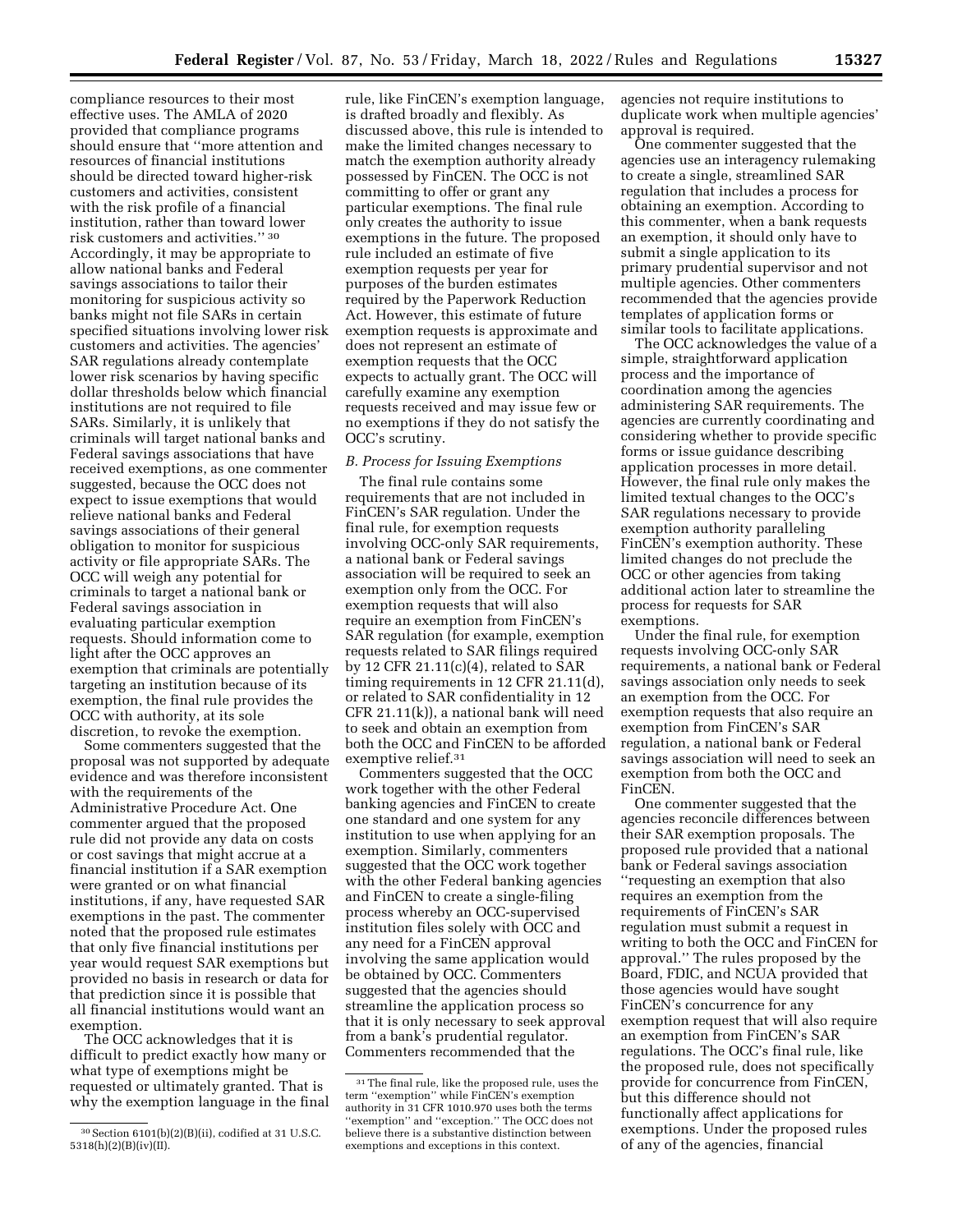compliance resources to their most effective uses. The AMLA of 2020 provided that compliance programs should ensure that ''more attention and resources of financial institutions should be directed toward higher-risk customers and activities, consistent with the risk profile of a financial institution, rather than toward lower risk customers and activities.'' [30] Accordingly, it may be appropriate to allow national banks and Federal savings associations to tailor their monitoring for suspicious activity so banks might not file SARs in certain specified situations involving lower risk customers and activities. The agencies' SAR regulations already contemplate lower risk scenarios by having specific dollar thresholds below which financial institutions are not required to file SARs. Similarly, it is unlikely that criminals will target national banks and Federal savings associations that have received exemptions, as one commenter suggested, because the OCC does not expect to issue exemptions that would relieve national banks and Federal savings associations of their general obligation to monitor for suspicious activity or file appropriate SARs. The OCC will weigh any potential for criminals to target a national bank or Federal savings association in evaluating particular exemption requests. Should information come to light after the OCC approves an exemption that criminals are potentially targeting an institution because of its exemption, the final rule provides the OCC with authority, at its sole discretion, to revoke the exemption.

Some commenters suggested that the proposal was not supported by adequate evidence and was therefore inconsistent with the requirements of the Administrative Procedure Act. One commenter argued that the proposed rule did not provide any data on costs or cost savings that might accrue at a financial institution if a SAR exemption were granted or on what financial institutions, if any, have requested SAR exemptions in the past. The commenter noted that the proposed rule estimates that only five financial institutions per year would request SAR exemptions but provided no basis in research or data for that prediction since it is possible that all financial institutions would want an exemption.

The OCC acknowledges that it is difficult to predict exactly how many or what type of exemptions might be requested or ultimately granted. That is why the exemption language in the final rule, like FinCEN's exemption language, is drafted broadly and flexibly. As discussed above, this rule is intended to make the limited changes necessary to match the exemption authority already possessed by FinCEN. The OCC is not committing to offer or grant any particular exemptions. The final rule only creates the authority to issue exemptions in the future. The proposed rule included an estimate of five exemption requests per year for purposes of the burden estimates required by the Paperwork Reduction Act. However, this estimate of future exemption requests is approximate and does not represent an estimate of exemption requests that the OCC expects to actually grant. The OCC will carefully examine any exemption requests received and may issue few or no exemptions if they do not satisfy the OCC's scrutiny.

### *B. Process for Issuing Exemptions*

The final rule contains some requirements that are not included in FinCEN's SAR regulation. Under the final rule, for exemption requests involving OCC-only SAR requirements, a national bank or Federal savings association will be required to seek an exemption only from the OCC. For exemption requests that will also require an exemption from FinCEN's SAR regulation (for example, exemption requests related to SAR filings required by 12 CFR 21.11(c)(4), related to SAR timing requirements in 12 CFR 21.11(d), or related to SAR confidentiality in 12 CFR 21.11(k)), a national bank will need to seek and obtain an exemption from both the OCC and FinCEN to be afforded exemptive relief.[31]

Commenters suggested that the OCC work together with the other Federal banking agencies and FinCEN to create one standard and one system for any institution to use when applying for an exemption. Similarly, commenters suggested that the OCC work together with the other Federal banking agencies and FinCEN to create a single-filing process whereby an OCC-supervised institution files solely with OCC and any need for a FinCEN approval involving the same application would be obtained by OCC. Commenters suggested that the agencies should streamline the application process so that it is only necessary to seek approval from a bank's prudential regulator. Commenters recommended that the agencies not require institutions to duplicate work when multiple agencies' approval is required.

One commenter suggested that the agencies use an interagency rulemaking to create a single, streamlined SAR regulation that includes a process for obtaining an exemption. According to this commenter, when a bank requests an exemption, it should only have to submit a single application to its primary prudential supervisor and not multiple agencies. Other commenters recommended that the agencies provide templates of application forms or similar tools to facilitate applications.

The OCC acknowledges the value of a simple, straightforward application process and the importance of coordination among the agencies administering SAR requirements. The agencies are currently coordinating and considering whether to provide specific forms or issue guidance describing application processes in more detail. However, the final rule only makes the limited textual changes to the OCC's SAR regulations necessary to provide exemption authority paralleling FinCEN's exemption authority. These limited changes do not preclude the OCC or other agencies from taking additional action later to streamline the process for requests for SAR exemptions.

Under the final rule, for exemption requests involving OCC-only SAR requirements, a national bank or Federal savings association only needs to seek an exemption from the OCC. For exemption requests that also require an exemption from FinCEN's SAR regulation, a national bank or Federal savings association will need to seek an exemption from both the OCC and FinCEN.

One commenter suggested that the agencies reconcile differences between their SAR exemption proposals. The proposed rule provided that a national bank or Federal savings association ''requesting an exemption that also requires an exemption from the requirements of FinCEN's SAR regulation must submit a request in writing to both the OCC and FinCEN for approval.'' The rules proposed by the Board, FDIC, and NCUA provided that those agencies would have sought FinCEN's concurrence for any exemption request that will also require an exemption from FinCEN's SAR regulations. The OCC's final rule, like the proposed rule, does not specifically provide for concurrence from FinCEN, but this difference should not functionally affect applications for exemptions. Under the proposed rules of any of the agencies, financial

---

[30] Section 6101(b)(2)(B)(ii), codified at 31 U.S.C. 5318(h)(2)(B)(iv)(II).

[31] The final rule, like the proposed rule, uses the term ''exemption'' while FinCEN's exemption authority in 31 CFR 1010.970 uses both the terms ''exemption'' and ''exception.'' The OCC does not believe there is a substantive distinction between exemptions and exceptions in this context.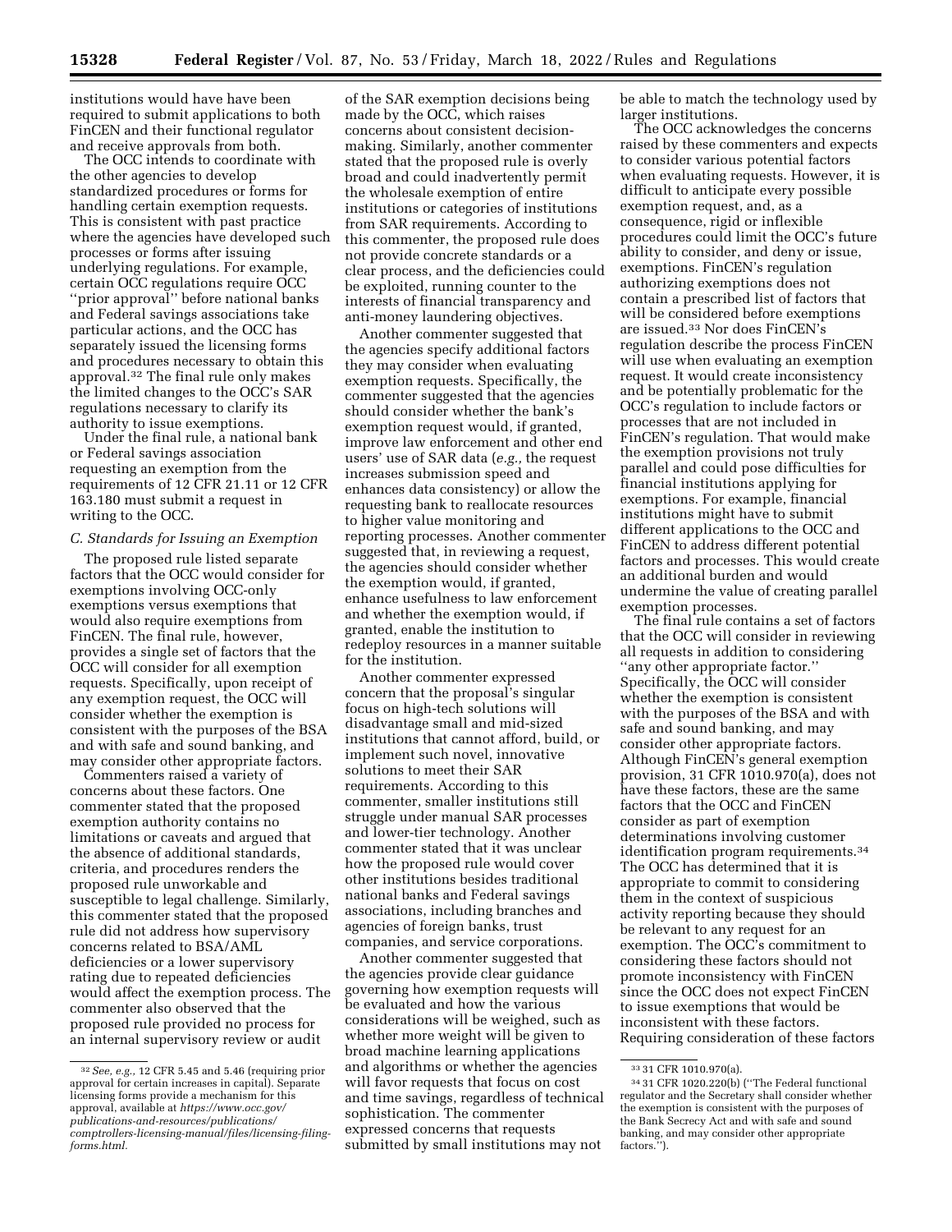institutions would have have been required to submit applications to both FinCEN and their functional regulator and receive approvals from both.

The OCC intends to coordinate with the other agencies to develop standardized procedures or forms for handling certain exemption requests. This is consistent with past practice where the agencies have developed such processes or forms after issuing underlying regulations. For example, certain OCC regulations require OCC ''prior approval'' before national banks and Federal savings associations take particular actions, and the OCC has separately issued the licensing forms and procedures necessary to obtain this approval.[32] The final rule only makes the limited changes to the OCC's SAR regulations necessary to clarify its authority to issue exemptions.

Under the final rule, a national bank or Federal savings association requesting an exemption from the requirements of 12 CFR 21.11 or 12 CFR 163.180 must submit a request in writing to the OCC.

### C. Standards for Issuing an Exemption

The proposed rule listed separate factors that the OCC would consider for exemptions involving OCC-only exemptions versus exemptions that would also require exemptions from FinCEN. The final rule, however, provides a single set of factors that the OCC will consider for all exemption requests. Specifically, upon receipt of any exemption request, the OCC will consider whether the exemption is consistent with the purposes of the BSA and with safe and sound banking, and may consider other appropriate factors.

Commenters raised a variety of concerns about these factors. One commenter stated that the proposed exemption authority contains no limitations or caveats and argued that the absence of additional standards, criteria, and procedures renders the proposed rule unworkable and susceptible to legal challenge. Similarly, this commenter stated that the proposed rule did not address how supervisory concerns related to BSA/AML deficiencies or a lower supervisory rating due to repeated deficiencies would affect the exemption process. The commenter also observed that the proposed rule provided no process for an internal supervisory review or audit of the SAR exemption decisions being made by the OCC, which raises concerns about consistent decision-making. Similarly, another commenter stated that the proposed rule is overly broad and could inadvertently permit the wholesale exemption of entire institutions or categories of institutions from SAR requirements. According to this commenter, the proposed rule does not provide concrete standards or a clear process, and the deficiencies could be exploited, running counter to the interests of financial transparency and anti-money laundering objectives.

Another commenter suggested that the agencies specify additional factors they may consider when evaluating exemption requests. Specifically, the commenter suggested that the agencies should consider whether the bank's exemption request would, if granted, improve law enforcement and other end users' use of SAR data (*e.g.,* the request increases submission speed and enhances data consistency) or allow the requesting bank to reallocate resources to higher value monitoring and reporting processes. Another commenter suggested that, in reviewing a request, the agencies should consider whether the exemption would, if granted, enhance usefulness to law enforcement and whether the exemption would, if granted, enable the institution to redeploy resources in a manner suitable for the institution.

Another commenter expressed concern that the proposal's singular focus on high-tech solutions will disadvantage small and mid-sized institutions that cannot afford, build, or implement such novel, innovative solutions to meet their SAR requirements. According to this commenter, smaller institutions still struggle under manual SAR processes and lower-tier technology. Another commenter stated that it was unclear how the proposed rule would cover other institutions besides traditional national banks and Federal savings associations, including branches and agencies of foreign banks, trust companies, and service corporations.

Another commenter suggested that the agencies provide clear guidance governing how exemption requests will be evaluated and how the various considerations will be weighed, such as whether more weight will be given to broad machine learning applications and algorithms or whether the agencies will favor requests that focus on cost and time savings, regardless of technical sophistication. The commenter expressed concerns that requests submitted by small institutions may not be able to match the technology used by larger institutions.

The OCC acknowledges the concerns raised by these commenters and expects to consider various potential factors when evaluating requests. However, it is difficult to anticipate every possible exemption request, and, as a consequence, rigid or inflexible procedures could limit the OCC's future ability to consider, and deny or issue, exemptions. FinCEN's regulation authorizing exemptions does not contain a prescribed list of factors that will be considered before exemptions are issued.[33] Nor does FinCEN's regulation describe the process FinCEN will use when evaluating an exemption request. It would create inconsistency and be potentially problematic for the OCC's regulation to include factors or processes that are not included in FinCEN's regulation. That would make the exemption provisions not truly parallel and could pose difficulties for financial institutions applying for exemptions. For example, financial institutions might have to submit different applications to the OCC and FinCEN to address different potential factors and processes. This would create an additional burden and would undermine the value of creating parallel exemption processes.

The final rule contains a set of factors that the OCC will consider in reviewing all requests in addition to considering ''any other appropriate factor.'' Specifically, the OCC will consider whether the exemption is consistent with the purposes of the BSA and with safe and sound banking, and may consider other appropriate factors. Although FinCEN's general exemption provision, 31 CFR 1010.970(a), does not have these factors, these are the same factors that the OCC and FinCEN consider as part of exemption determinations involving customer identification program requirements.[34] The OCC has determined that it is appropriate to commit to considering them in the context of suspicious activity reporting because they should be relevant to any request for an exemption. The OCC's commitment to considering these factors should not promote inconsistency with FinCEN since the OCC does not expect FinCEN to issue exemptions that would be inconsistent with these factors. Requiring consideration of these factors

---

[32] *See, e.g.,* 12 CFR 5.45 and 5.46 (requiring prior approval for certain increases in capital). Separate licensing forms provide a mechanism for this approval, available at *https://www.occ.gov/publications-and-resources/publications/comptrollers-licensing-manual/files/licensing-filing-forms.html.*

[33] 31 CFR 1010.970(a).

[34] 31 CFR 1020.220(b) (''The Federal functional regulator and the Secretary shall consider whether the exemption is consistent with the purposes of the Bank Secrecy Act and with safe and sound banking, and may consider other appropriate factors.'').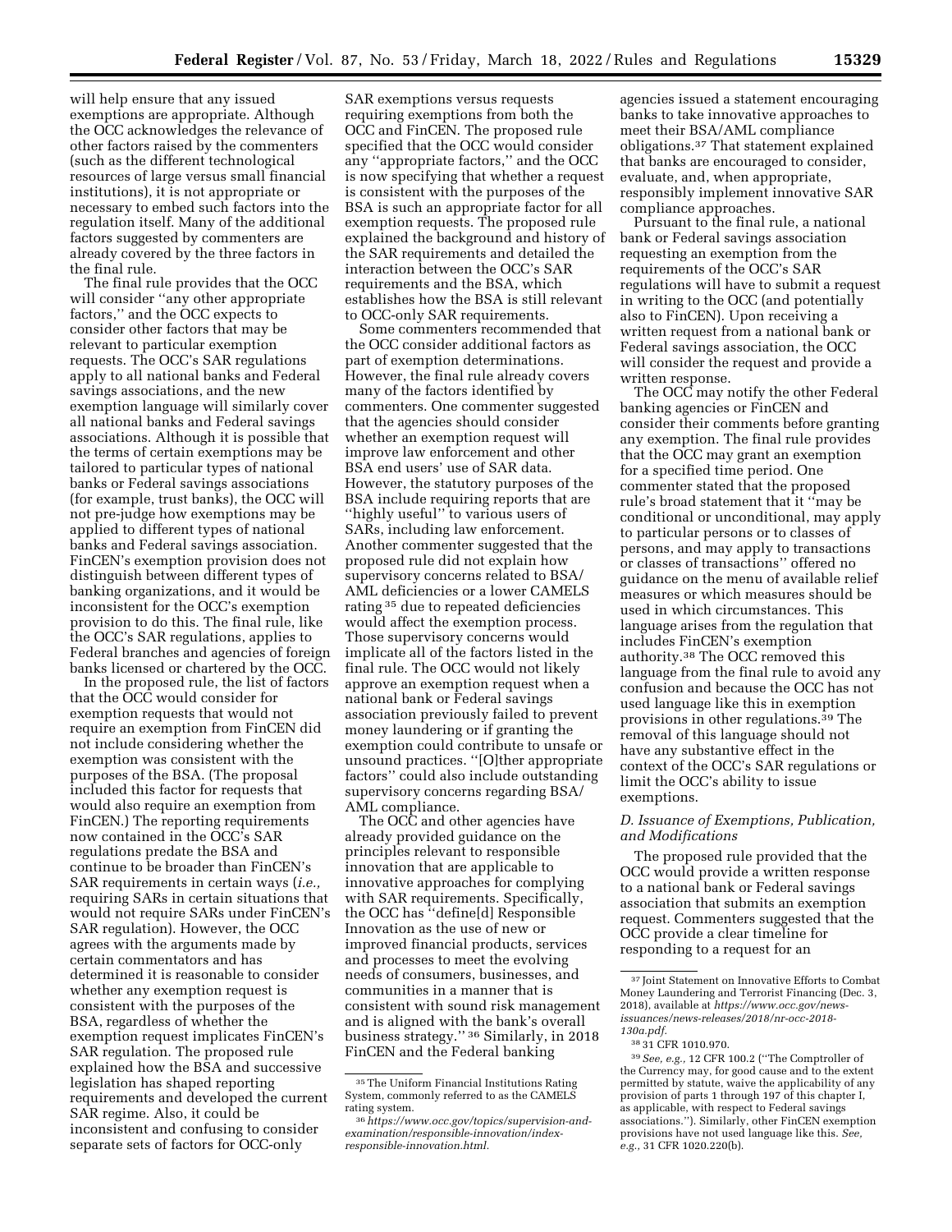will help ensure that any issued exemptions are appropriate. Although the OCC acknowledges the relevance of other factors raised by the commenters (such as the different technological resources of large versus small financial institutions), it is not appropriate or necessary to embed such factors into the regulation itself. Many of the additional factors suggested by commenters are already covered by the three factors in the final rule.

The final rule provides that the OCC will consider ''any other appropriate factors,'' and the OCC expects to consider other factors that may be relevant to particular exemption requests. The OCC's SAR regulations apply to all national banks and Federal savings associations, and the new exemption language will similarly cover all national banks and Federal savings associations. Although it is possible that the terms of certain exemptions may be tailored to particular types of national banks or Federal savings associations (for example, trust banks), the OCC will not pre-judge how exemptions may be applied to different types of national banks and Federal savings association. FinCEN's exemption provision does not distinguish between different types of banking organizations, and it would be inconsistent for the OCC's exemption provision to do this. The final rule, like the OCC's SAR regulations, applies to Federal branches and agencies of foreign banks licensed or chartered by the OCC.

In the proposed rule, the list of factors that the OCC would consider for exemption requests that would not require an exemption from FinCEN did not include considering whether the exemption was consistent with the purposes of the BSA. (The proposal included this factor for requests that would also require an exemption from FinCEN.) The reporting requirements now contained in the OCC's SAR regulations predate the BSA and continue to be broader than FinCEN's SAR requirements in certain ways (*i.e.,* requiring SARs in certain situations that would not require SARs under FinCEN's SAR regulation). However, the OCC agrees with the arguments made by certain commentators and has determined it is reasonable to consider whether any exemption request is consistent with the purposes of the BSA, regardless of whether the exemption request implicates FinCEN's SAR regulation. The proposed rule explained how the BSA and successive legislation has shaped reporting requirements and developed the current SAR regime. Also, it could be inconsistent and confusing to consider separate sets of factors for OCC-only SAR exemptions versus requests requiring exemptions from both the OCC and FinCEN. The proposed rule specified that the OCC would consider any ''appropriate factors,'' and the OCC is now specifying that whether a request is consistent with the purposes of the BSA is such an appropriate factor for all exemption requests. The proposed rule explained the background and history of the SAR requirements and detailed the interaction between the OCC's SAR requirements and the BSA, which establishes how the BSA is still relevant to OCC-only SAR requirements.

Some commenters recommended that the OCC consider additional factors as part of exemption determinations. However, the final rule already covers many of the factors identified by commenters. One commenter suggested that the agencies should consider whether an exemption request will improve law enforcement and other BSA end users' use of SAR data. However, the statutory purposes of the BSA include requiring reports that are ''highly useful'' to various users of SARs, including law enforcement. Another commenter suggested that the proposed rule did not explain how supervisory concerns related to BSA/AML deficiencies or a lower CAMELS rating [35] due to repeated deficiencies would affect the exemption process. Those supervisory concerns would implicate all of the factors listed in the final rule. The OCC would not likely approve an exemption request when a national bank or Federal savings association previously failed to prevent money laundering or if granting the exemption could contribute to unsafe or unsound practices. ''[O]ther appropriate factors'' could also include outstanding supervisory concerns regarding BSA/AML compliance.

The OCC and other agencies have already provided guidance on the principles relevant to responsible innovation that are applicable to innovative approaches for complying with SAR requirements. Specifically, the OCC has ''define[d] Responsible Innovation as the use of new or improved financial products, services and processes to meet the evolving needs of consumers, businesses, and communities in a manner that is consistent with sound risk management and is aligned with the bank's overall business strategy.'' [36] Similarly, in 2018 FinCEN and the Federal banking agencies issued a statement encouraging banks to take innovative approaches to meet their BSA/AML compliance obligations.[37] That statement explained that banks are encouraged to consider, evaluate, and, when appropriate, responsibly implement innovative SAR compliance approaches.

Pursuant to the final rule, a national bank or Federal savings association requesting an exemption from the requirements of the OCC's SAR regulations will have to submit a request in writing to the OCC (and potentially also to FinCEN). Upon receiving a written request from a national bank or Federal savings association, the OCC will consider the request and provide a written response.

The OCC may notify the other Federal banking agencies or FinCEN and consider their comments before granting any exemption. The final rule provides that the OCC may grant an exemption for a specified time period. One commenter stated that the proposed rule's broad statement that it ''may be conditional or unconditional, may apply to particular persons or to classes of persons, and may apply to transactions or classes of transactions'' offered no guidance on the menu of available relief measures or which measures should be used in which circumstances. This language arises from the regulation that includes FinCEN's exemption authority.[38] The OCC removed this language from the final rule to avoid any confusion and because the OCC has not used language like this in exemption provisions in other regulations.[39] The removal of this language should not have any substantive effect in the context of the OCC's SAR regulations or limit the OCC's ability to issue exemptions.

### *D. Issuance of Exemptions, Publication, and Modifications*

The proposed rule provided that the OCC would provide a written response to a national bank or Federal savings association that submits an exemption request. Commenters suggested that the OCC provide a clear timeline for responding to a request for an

---

[35] The Uniform Financial Institutions Rating System, commonly referred to as the CAMELS rating system.

[36] *https://www.occ.gov/topics/supervision-and-examination/responsible-innovation/index-responsible-innovation.html.*

[37] Joint Statement on Innovative Efforts to Combat Money Laundering and Terrorist Financing (Dec. 3, 2018), available at *https://www.occ.gov/news-issuances/news-releases/2018/nr-occ-2018-130a.pdf.*

[38] 31 CFR 1010.970.

[39] *See, e.g.,* 12 CFR 100.2 (''The Comptroller of the Currency may, for good cause and to the extent permitted by statute, waive the applicability of any provision of parts 1 through 197 of this chapter I, as applicable, with respect to Federal savings associations.''). Similarly, other FinCEN exemption provisions have not used language like this. *See, e.g.,* 31 CFR 1020.220(b).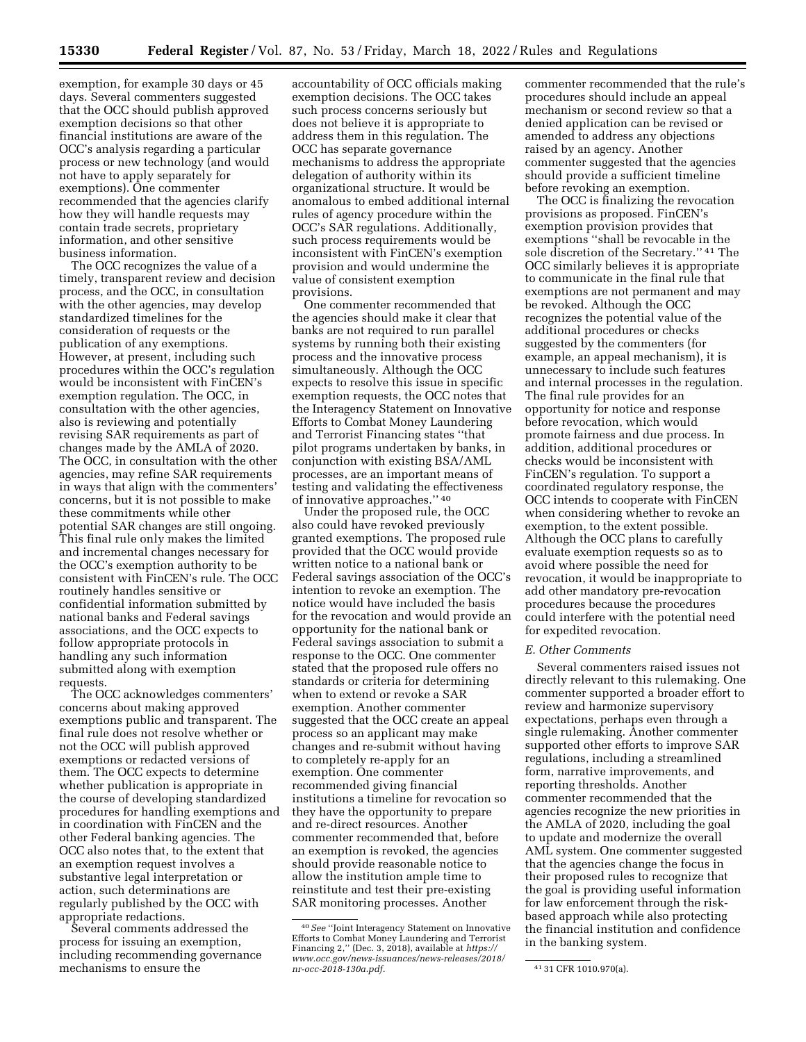exemption, for example 30 days or 45 days. Several commenters suggested that the OCC should publish approved exemption decisions so that other financial institutions are aware of the OCC's analysis regarding a particular process or new technology (and would not have to apply separately for exemptions). One commenter recommended that the agencies clarify how they will handle requests may contain trade secrets, proprietary information, and other sensitive business information.

The OCC recognizes the value of a timely, transparent review and decision process, and the OCC, in consultation with the other agencies, may develop standardized timelines for the consideration of requests or the publication of any exemptions. However, at present, including such procedures within the OCC's regulation would be inconsistent with FinCEN's exemption regulation. The OCC, in consultation with the other agencies, also is reviewing and potentially revising SAR requirements as part of changes made by the AMLA of 2020. The OCC, in consultation with the other agencies, may refine SAR requirements in ways that align with the commenters' concerns, but it is not possible to make these commitments while other potential SAR changes are still ongoing. This final rule only makes the limited and incremental changes necessary for the OCC's exemption authority to be consistent with FinCEN's rule. The OCC routinely handles sensitive or confidential information submitted by national banks and Federal savings associations, and the OCC expects to follow appropriate protocols in handling any such information submitted along with exemption requests.

The OCC acknowledges commenters' concerns about making approved exemptions public and transparent. The final rule does not resolve whether or not the OCC will publish approved exemptions or redacted versions of them. The OCC expects to determine whether publication is appropriate in the course of developing standardized procedures for handling exemptions and in coordination with FinCEN and the other Federal banking agencies. The OCC also notes that, to the extent that an exemption request involves a substantive legal interpretation or action, such determinations are regularly published by the OCC with appropriate redactions.

Several comments addressed the process for issuing an exemption, including recommending governance mechanisms to ensure the accountability of OCC officials making exemption decisions. The OCC takes such process concerns seriously but does not believe it is appropriate to address them in this regulation. The OCC has separate governance mechanisms to address the appropriate delegation of authority within its organizational structure. It would be anomalous to embed additional internal rules of agency procedure within the OCC's SAR regulations. Additionally, such process requirements would be inconsistent with FinCEN's exemption provision and would undermine the value of consistent exemption provisions.

One commenter recommended that the agencies should make it clear that banks are not required to run parallel systems by running both their existing process and the innovative process simultaneously. Although the OCC expects to resolve this issue in specific exemption requests, the OCC notes that the Interagency Statement on Innovative Efforts to Combat Money Laundering and Terrorist Financing states "that pilot programs undertaken by banks, in conjunction with existing BSA/AML processes, are an important means of testing and validating the effectiveness of innovative approaches." [40]

Under the proposed rule, the OCC also could have revoked previously granted exemptions. The proposed rule provided that the OCC would provide written notice to a national bank or Federal savings association of the OCC's intention to revoke an exemption. The notice would have included the basis for the revocation and would provide an opportunity for the national bank or Federal savings association to submit a response to the OCC. One commenter stated that the proposed rule offers no standards or criteria for determining when to extend or revoke a SAR exemption. Another commenter suggested that the OCC create an appeal process so an applicant may make changes and re-submit without having to completely re-apply for an exemption. One commenter recommended giving financial institutions a timeline for revocation so they have the opportunity to prepare and re-direct resources. Another commenter recommended that, before an exemption is revoked, the agencies should provide reasonable notice to allow the institution ample time to reinstitute and test their pre-existing SAR monitoring processes. Another commenter recommended that the rule's procedures should include an appeal mechanism or second review so that a denied application can be revised or amended to address any objections raised by an agency. Another commenter suggested that the agencies should provide a sufficient timeline before revoking an exemption.

The OCC is finalizing the revocation provisions as proposed. FinCEN's exemption provision provides that exemptions "shall be revocable in the sole discretion of the Secretary." [41] The OCC similarly believes it is appropriate to communicate in the final rule that exemptions are not permanent and may be revoked. Although the OCC recognizes the potential value of the additional procedures or checks suggested by the commenters (for example, an appeal mechanism), it is unnecessary to include such features and internal processes in the regulation. The final rule provides for an opportunity for notice and response before revocation, which would promote fairness and due process. In addition, additional procedures or checks would be inconsistent with FinCEN's regulation. To support a coordinated regulatory response, the OCC intends to cooperate with FinCEN when considering whether to revoke an exemption, to the extent possible. Although the OCC plans to carefully evaluate exemption requests so as to avoid where possible the need for revocation, it would be inappropriate to add other mandatory pre-revocation procedures because the procedures could interfere with the potential need for expedited revocation.

### *E. Other Comments*

Several commenters raised issues not directly relevant to this rulemaking. One commenter supported a broader effort to review and harmonize supervisory expectations, perhaps even through a single rulemaking. Another commenter supported other efforts to improve SAR regulations, including a streamlined form, narrative improvements, and reporting thresholds. Another commenter recommended that the agencies recognize the new priorities in the AMLA of 2020, including the goal to update and modernize the overall AML system. One commenter suggested that the agencies change the focus in their proposed rules to recognize that the goal is providing useful information for law enforcement through the risk-based approach while also protecting the financial institution and confidence in the banking system.

---

[40] *See* "Joint Interagency Statement on Innovative Efforts to Combat Money Laundering and Terrorist Financing 2," (Dec. 3, 2018), available at *https://www.occ.gov/news-issuances/news-releases/2018/nr-occ-2018-130a.pdf.*

[41] 31 CFR 1010.970(a).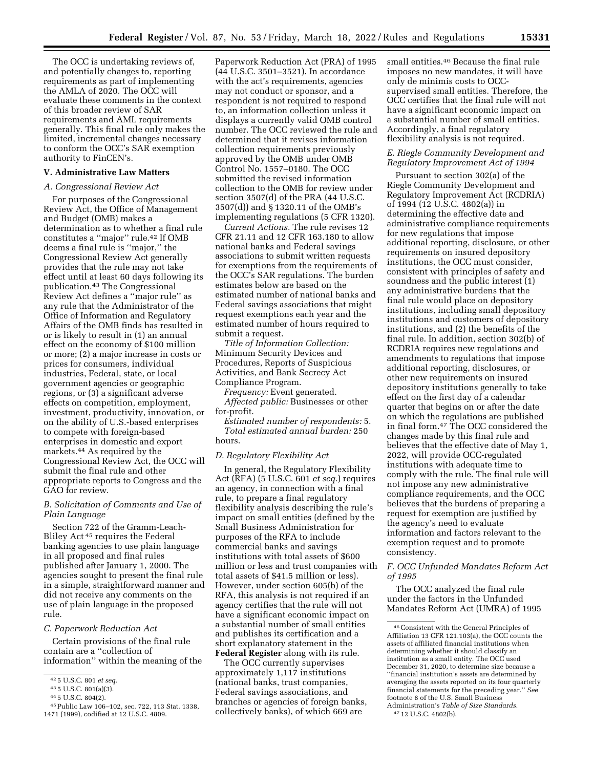The OCC is undertaking reviews of, and potentially changes to, reporting requirements as part of implementing the AMLA of 2020. The OCC will evaluate these comments in the context of this broader review of SAR requirements and AML requirements generally. This final rule only makes the limited, incremental changes necessary to conform the OCC's SAR exemption authority to FinCEN's.

## V. Administrative Law Matters

### A. Congressional Review Act

For purposes of the Congressional Review Act, the Office of Management and Budget (OMB) makes a determination as to whether a final rule constitutes a ''major'' rule.[42] If OMB deems a final rule is ''major,'' the Congressional Review Act generally provides that the rule may not take effect until at least 60 days following its publication.[43] The Congressional Review Act defines a ''major rule'' as any rule that the Administrator of the Office of Information and Regulatory Affairs of the OMB finds has resulted in or is likely to result in (1) an annual effect on the economy of $100 million or more; (2) a major increase in costs or prices for consumers, individual industries, Federal, state, or local government agencies or geographic regions, or (3) a significant adverse effects on competition, employment, investment, productivity, innovation, or on the ability of U.S.-based enterprises to compete with foreign-based enterprises in domestic and export markets.[44] As required by the Congressional Review Act, the OCC will submit the final rule and other appropriate reports to Congress and the GAO for review.

### B. Solicitation of Comments and Use of Plain Language

Section 722 of the Gramm-Leach-Bliley Act [45] requires the Federal banking agencies to use plain language in all proposed and final rules published after January 1, 2000. The agencies sought to present the final rule in a simple, straightforward manner and did not receive any comments on the use of plain language in the proposed rule.

### C. Paperwork Reduction Act

Certain provisions of the final rule contain are a ''collection of information'' within the meaning of the Paperwork Reduction Act (PRA) of 1995 (44 U.S.C. 3501–3521). In accordance with the act's requirements, agencies may not conduct or sponsor, and a respondent is not required to respond to, an information collection unless it displays a currently valid OMB control number. The OCC reviewed the rule and determined that it revises information collection requirements previously approved by the OMB under OMB Control No. 1557–0180. The OCC submitted the revised information collection to the OMB for review under section 3507(d) of the PRA (44 U.S.C. 3507(d)) and § 1320.11 of the OMB's implementing regulations (5 CFR 1320).

*Current Actions.* The rule revises 12 CFR 21.11 and 12 CFR 163.180 to allow national banks and Federal savings associations to submit written requests for exemptions from the requirements of the OCC's SAR regulations. The burden estimates below are based on the estimated number of national banks and Federal savings associations that might request exemptions each year and the estimated number of hours required to submit a request.

*Title of Information Collection:* Minimum Security Devices and Procedures, Reports of Suspicious Activities, and Bank Secrecy Act Compliance Program.

*Frequency:* Event generated.

*Affected public:* Businesses or other for-profit.

*Estimated number of respondents:* 5.

*Total estimated annual burden:* 250 hours.

### D. Regulatory Flexibility Act

In general, the Regulatory Flexibility Act (RFA) (5 U.S.C. 601 *et seq.*) requires an agency, in connection with a final rule, to prepare a final regulatory flexibility analysis describing the rule's impact on small entities (defined by the Small Business Administration for purposes of the RFA to include commercial banks and savings institutions with total assets of $600 million or less and trust companies with total assets of $41.5 million or less). However, under section 605(b) of the RFA, this analysis is not required if an agency certifies that the rule will not have a significant economic impact on a substantial number of small entities and publishes its certification and a short explanatory statement in the **Federal Register** along with its rule.

The OCC currently supervises approximately 1,117 institutions (national banks, trust companies, Federal savings associations, and branches or agencies of foreign banks, collectively banks), of which 669 are small entities.[46] Because the final rule imposes no new mandates, it will have only de minimis costs to OCC-supervised small entities. Therefore, the OCC certifies that the final rule will not have a significant economic impact on a substantial number of small entities. Accordingly, a final regulatory flexibility analysis is not required.

### E. Riegle Community Development and Regulatory Improvement Act of 1994

Pursuant to section 302(a) of the Riegle Community Development and Regulatory Improvement Act (RCDRIA) of 1994 (12 U.S.C. 4802(a)) in determining the effective date and administrative compliance requirements for new regulations that impose additional reporting, disclosure, or other requirements on insured depository institutions, the OCC must consider, consistent with principles of safety and soundness and the public interest (1) any administrative burdens that the final rule would place on depository institutions, including small depository institutions and customers of depository institutions, and (2) the benefits of the final rule. In addition, section 302(b) of RCDRIA requires new regulations and amendments to regulations that impose additional reporting, disclosures, or other new requirements on insured depository institutions generally to take effect on the first day of a calendar quarter that begins on or after the date on which the regulations are published in final form.[47] The OCC considered the changes made by this final rule and believes that the effective date of May 1, 2022, will provide OCC-regulated institutions with adequate time to comply with the rule. The final rule will not impose any new administrative compliance requirements, and the OCC believes that the burdens of preparing a request for exemption are justified by the agency's need to evaluate information and factors relevant to the exemption request and to promote consistency.

### F. OCC Unfunded Mandates Reform Act of 1995

The OCC analyzed the final rule under the factors in the Unfunded Mandates Reform Act (UMRA) of 1995

---

[42] 5 U.S.C. 801 *et seq.*

[43] 5 U.S.C. 801(a)(3).

[44] 5 U.S.C. 804(2).

[45] Public Law 106–102, sec. 722, 113 Stat. 1338, 1471 (1999), codified at 12 U.S.C. 4809.

[46] Consistent with the General Principles of Affiliation 13 CFR 121.103(a), the OCC counts the assets of affiliated financial institutions when determining whether it should classify an institution as a small entity. The OCC used December 31, 2020, to determine size because a ''financial institution's assets are determined by averaging the assets reported on its four quarterly financial statements for the preceding year.'' *See* footnote 8 of the U.S. Small Business Administration's *Table of Size Standards.*

[47] 12 U.S.C. 4802(b).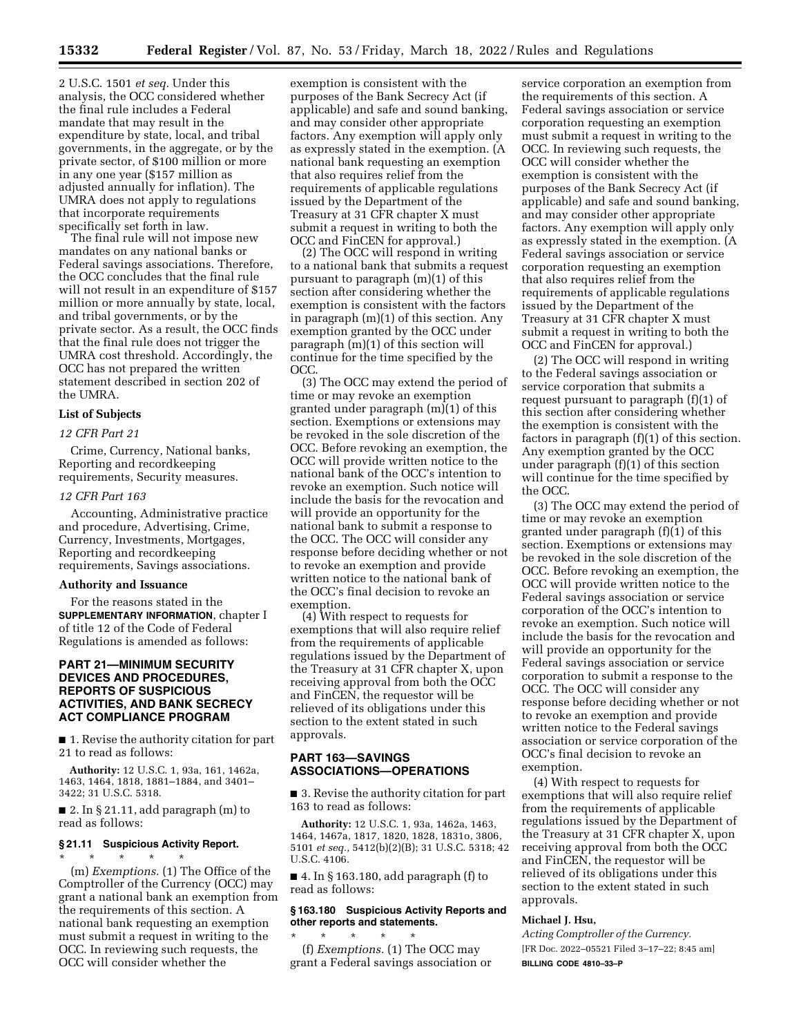2 U.S.C. 1501 *et seq.* Under this analysis, the OCC considered whether the final rule includes a Federal mandate that may result in the expenditure by state, local, and tribal governments, in the aggregate, or by the private sector, of $100 million or more in any one year ($157 million as adjusted annually for inflation). The UMRA does not apply to regulations that incorporate requirements specifically set forth in law.

The final rule will not impose new mandates on any national banks or Federal savings associations. Therefore, the OCC concludes that the final rule will not result in an expenditure of $157 million or more annually by state, local, and tribal governments, or by the private sector. As a result, the OCC finds that the final rule does not trigger the UMRA cost threshold. Accordingly, the OCC has not prepared the written statement described in section 202 of the UMRA.

**List of Subjects**

*12 CFR Part 21*

Crime, Currency, National banks, Reporting and recordkeeping requirements, Security measures.

*12 CFR Part 163*

Accounting, Administrative practice and procedure, Advertising, Crime, Currency, Investments, Mortgages, Reporting and recordkeeping requirements, Savings associations.

**Authority and Issuance**

For the reasons stated in the **SUPPLEMENTARY INFORMATION**, chapter I of title 12 of the Code of Federal Regulations is amended as follows:

## PART 21—MINIMUM SECURITY DEVICES AND PROCEDURES, REPORTS OF SUSPICIOUS ACTIVITIES, AND BANK SECRECY ACT COMPLIANCE PROGRAM

■ 1. Revise the authority citation for part 21 to read as follows:

**Authority:** 12 U.S.C. 1, 93a, 161, 1462a, 1463, 1464, 1818, 1881–1884, and 3401–3422; 31 U.S.C. 5318.

■ 2. In § 21.11, add paragraph (m) to read as follows:

### § 21.11 Suspicious Activity Report.

\* \* \* \* \*

(m) *Exemptions.* (1) The Office of the Comptroller of the Currency (OCC) may grant a national bank an exemption from the requirements of this section. A national bank requesting an exemption must submit a request in writing to the OCC. In reviewing such requests, the OCC will consider whether the exemption is consistent with the purposes of the Bank Secrecy Act (if applicable) and safe and sound banking, and may consider other appropriate factors. Any exemption will apply only as expressly stated in the exemption. (A national bank requesting an exemption that also requires relief from the requirements of applicable regulations issued by the Department of the Treasury at 31 CFR chapter X must submit a request in writing to both the OCC and FinCEN for approval.)

(2) The OCC will respond in writing to a national bank that submits a request pursuant to paragraph (m)(1) of this section after considering whether the exemption is consistent with the factors in paragraph (m)(1) of this section. Any exemption granted by the OCC under paragraph (m)(1) of this section will continue for the time specified by the OCC.

(3) The OCC may extend the period of time or may revoke an exemption granted under paragraph (m)(1) of this section. Exemptions or extensions may be revoked in the sole discretion of the OCC. Before revoking an exemption, the OCC will provide written notice to the national bank of the OCC's intention to revoke an exemption. Such notice will include the basis for the revocation and will provide an opportunity for the national bank to submit a response to the OCC. The OCC will consider any response before deciding whether or not to revoke an exemption and provide written notice to the national bank of the OCC's final decision to revoke an exemption.

(4) With respect to requests for exemptions that will also require relief from the requirements of applicable regulations issued by the Department of the Treasury at 31 CFR chapter X, upon receiving approval from both the OCC and FinCEN, the requestor will be relieved of its obligations under this section to the extent stated in such approvals.

## PART 163—SAVINGS ASSOCIATIONS—OPERATIONS

■ 3. Revise the authority citation for part 163 to read as follows:

**Authority:** 12 U.S.C. 1, 93a, 1462a, 1463, 1464, 1467a, 1817, 1820, 1828, 1831o, 3806, 5101 *et seq.*, 5412(b)(2)(B); 31 U.S.C. 5318; 42 U.S.C. 4106.

■ 4. In § 163.180, add paragraph (f) to read as follows:

### § 163.180 Suspicious Activity Reports and other reports and statements.

\* \* \* \* \*

(f) *Exemptions.* (1) The OCC may grant a Federal savings association or service corporation an exemption from the requirements of this section. A Federal savings association or service corporation requesting an exemption must submit a request in writing to the OCC. In reviewing such requests, the OCC will consider whether the exemption is consistent with the purposes of the Bank Secrecy Act (if applicable) and safe and sound banking, and may consider other appropriate factors. Any exemption will apply only as expressly stated in the exemption. (A Federal savings association or service corporation requesting an exemption that also requires relief from the requirements of applicable regulations issued by the Department of the Treasury at 31 CFR chapter X must submit a request in writing to both the OCC and FinCEN for approval.)

(2) The OCC will respond in writing to the Federal savings association or service corporation that submits a request pursuant to paragraph (f)(1) of this section after considering whether the exemption is consistent with the factors in paragraph (f)(1) of this section. Any exemption granted by the OCC under paragraph (f)(1) of this section will continue for the time specified by the OCC.

(3) The OCC may extend the period of time or may revoke an exemption granted under paragraph (f)(1) of this section. Exemptions or extensions may be revoked in the sole discretion of the OCC. Before revoking an exemption, the OCC will provide written notice to the Federal savings association or service corporation of the OCC's intention to revoke an exemption. Such notice will include the basis for the revocation and will provide an opportunity for the Federal savings association or service corporation to submit a response to the OCC. The OCC will consider any response before deciding whether or not to revoke an exemption and provide written notice to the Federal savings association or service corporation of the OCC's final decision to revoke an exemption.

(4) With respect to requests for exemptions that will also require relief from the requirements of applicable regulations issued by the Department of the Treasury at 31 CFR chapter X, upon receiving approval from both the OCC and FinCEN, the requestor will be relieved of its obligations under this section to the extent stated in such approvals.

**Michael J. Hsu,**

*Acting Comptroller of the Currency.*

[FR Doc. 2022–05521 Filed 3–17–22; 8:45 am]

**BILLING CODE 4810–33–P**